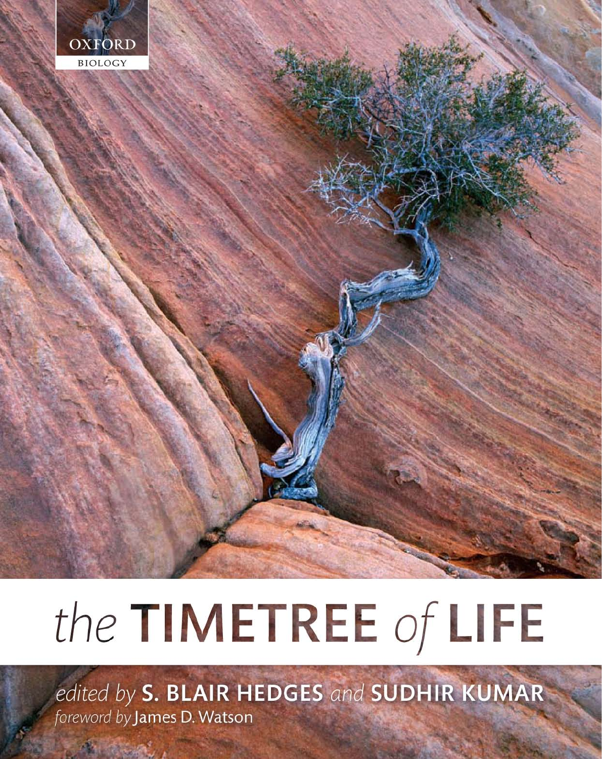OXFORD

BIOLOGY

# the TIMETREE of LIFE

*edited by* **S. BLAIR HEDGES** *and* **SUDHIR KUMAR**

*foreword by* James D. Watson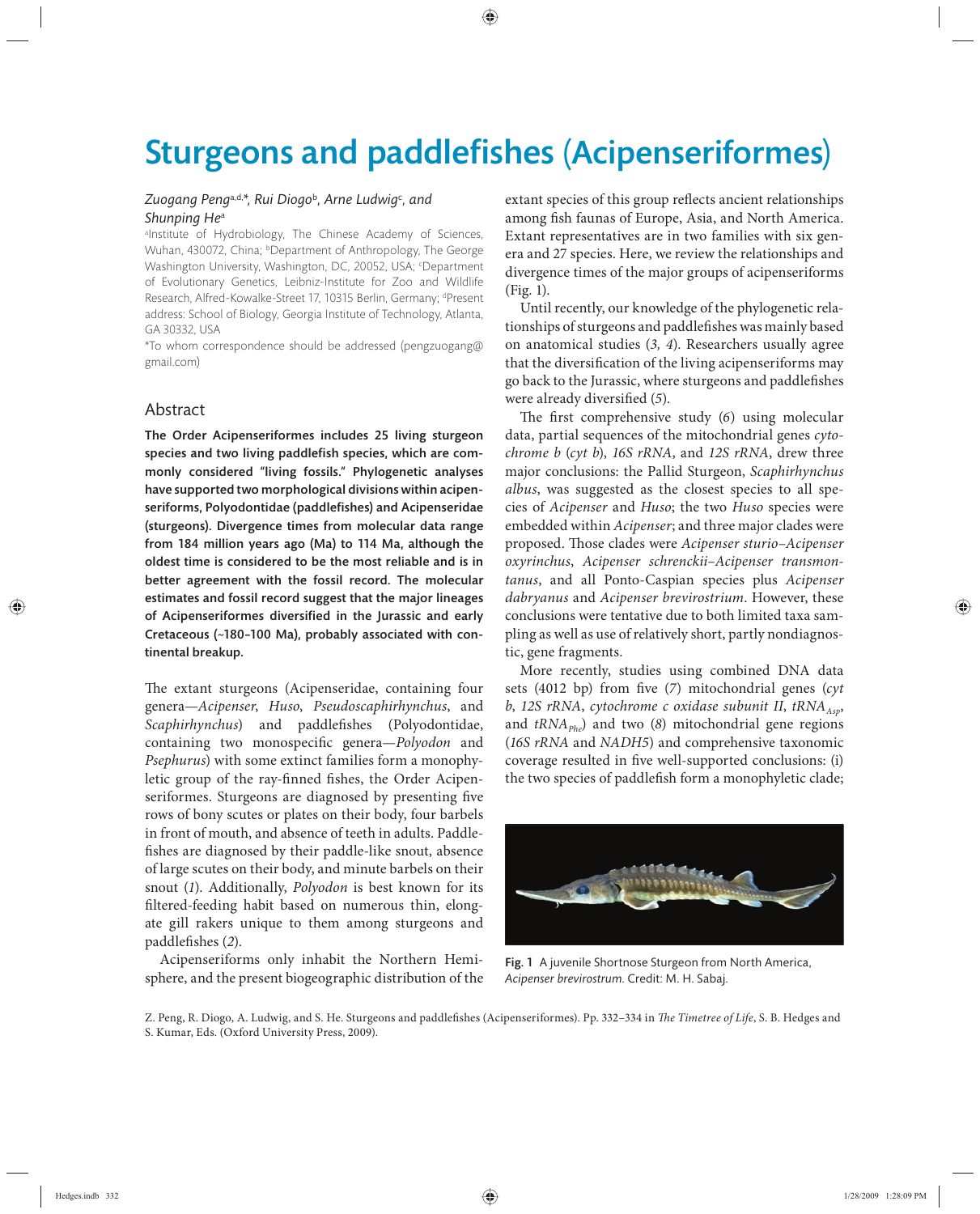# Sturgeons and paddlefishes (Acipenseriformes)

*Zuogang Peng*[a,d,*], *Rui Diogo*[b], *Arne Ludwig*[c], *and Shunping He*[a]

[a]Institute of Hydrobiology, The Chinese Academy of Sciences, Wuhan, 430072, China; [b]Department of Anthropology, The George Washington University, Washington, DC, 20052, USA; [c]Department of Evolutionary Genetics, Leibniz-Institute for Zoo and Wildlife Research, Alfred-Kowalke-Street 17, 10315 Berlin, Germany; [d]Present address: School of Biology, Georgia Institute of Technology, Atlanta, GA 30332, USA

*To whom correspondence should be addressed (pengzuogang@gmail.com)

## Abstract

**The Order Acipenseriformes includes 25 living sturgeon species and two living paddlefish species, which are commonly considered "living fossils." Phylogenetic analyses have supported two morphological divisions within acipenseriforms, Polyodontidae (paddlefishes) and Acipenseridae (sturgeons). Divergence times from molecular data range from 184 million years ago (Ma) to 114 Ma, although the oldest time is considered to be the most reliable and is in better agreement with the fossil record. The molecular estimates and fossil record suggest that the major lineages of Acipenseriformes diversified in the Jurassic and early Cretaceous (~180–100 Ma), probably associated with continental breakup.**

The extant sturgeons (Acipenseridae, containing four genera—*Acipenser*, *Huso*, *Pseudoscaphirhynchus*, and *Scaphirhynchus*) and paddlefishes (Polyodontidae, containing two monospecific genera—*Polyodon* and *Psephurus*) with some extinct families form a monophyletic group of the ray-finned fishes, the Order Acipenseriformes. Sturgeons are diagnosed by presenting five rows of bony scutes or plates on their body, four barbels in front of mouth, and absence of teeth in adults. Paddlefishes are diagnosed by their paddle-like snout, absence of large scutes on their body, and minute barbels on their snout (*1*). Additionally, *Polyodon* is best known for its filtered-feeding habit based on numerous thin, elongate gill rakers unique to them among sturgeons and paddlefishes (*2*).

Acipenseriforms only inhabit the Northern Hemisphere, and the present biogeographic distribution of the extant species of this group reflects ancient relationships among fish faunas of Europe, Asia, and North America. Extant representatives are in two families with six genera and 27 species. Here, we review the relationships and divergence times of the major groups of acipenseriforms (Fig. 1).

Until recently, our knowledge of the phylogenetic relationships of sturgeons and paddlefishes was mainly based on anatomical studies (*3, 4*). Researchers usually agree that the diversification of the living acipenseriforms may go back to the Jurassic, where sturgeons and paddlefishes were already diversified (*5*).

The first comprehensive study (*6*) using molecular data, partial sequences of the mitochondrial genes *cytochrome b* (*cyt b*), *16S rRNA*, and *12S rRNA*, drew three major conclusions: the Pallid Sturgeon, *Scaphirhynchus albus*, was suggested as the closest species to all species of *Acipenser* and *Huso*; the two *Huso* species were embedded within *Acipenser*; and three major clades were proposed. Those clades were *Acipenser sturio*–*Acipenser oxyrinchus*, *Acipenser schrenckii*–*Acipenser transmontanus*, and all Ponto-Caspian species plus *Acipenser dabryanus* and *Acipenser brevirostrum*. However, these conclusions were tentative due to both limited taxa sampling as well as use of relatively short, partly nondiagnostic, gene fragments.

More recently, studies using combined DNA data sets (4012 bp) from five (*7*) mitochondrial genes (*cyt b*, *12S rRNA*, *cytochrome c oxidase subunit II*, *tRNA$_{Asp}$*, and *tRNA$_{Phe}$*) and two (*8*) mitochondrial gene regions (*16S rRNA* and *NADH5*) and comprehensive taxonomic coverage resulted in five well-supported conclusions: (i) the two species of paddlefish form a monophyletic clade;

**Fig. 1** A juvenile Shortnose Sturgeon from North America, *Acipenser brevirostrum*. Credit: M. H. Sabaj.

Z. Peng, R. Diogo, A. Ludwig, and S. He. Sturgeons and paddlefishes (Acipenseriformes). Pp. 332–334 in *The Timetree of Life*, S. B. Hedges and S. Kumar, Eds. (Oxford University Press, 2009).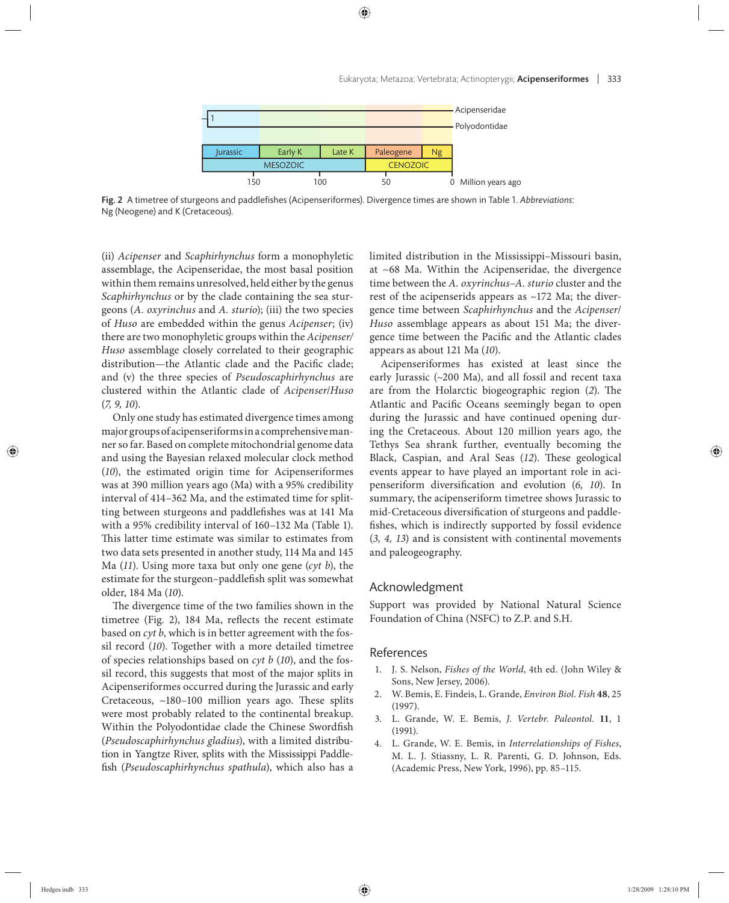Fig. 2 A timetree of sturgeons and paddlefishes (Acipenseriformes). Divergence times are shown in Table 1. *Abbreviations*: Ng (Neogene) and K (Cretaceous).

(ii) *Acipenser* and *Scaphirhynchus* form a monophyletic assemblage, the Acipenseridae, the most basal position within them remains unresolved, held either by the genus *Scaphirhynchus* or by the clade containing the sea sturgeons (*A. oxyrinchus* and *A. sturio*); (iii) the two species of *Huso* are embedded within the genus *Acipenser*; (iv) there are two monophyletic groups within the *Acipenser/Huso* assemblage closely correlated to their geographic distribution—the Atlantic clade and the Pacific clade; and (v) the three species of *Pseudoscaphirhynchus* are clustered within the Atlantic clade of *Acipenser/Huso* (*7, 9, 10*).

Only one study has estimated divergence times among major groups of acipenseriforms in a comprehensive manner so far. Based on complete mitochondrial genome data and using the Bayesian relaxed molecular clock method (*10*), the estimated origin time for Acipenseriformes was at 390 million years ago (Ma) with a 95% credibility interval of 414–362 Ma, and the estimated time for splitting between sturgeons and paddlefishes was at 141 Ma with a 95% credibility interval of 160–132 Ma (Table 1). This latter time estimate was similar to estimates from two data sets presented in another study, 114 Ma and 145 Ma (*11*). Using more taxa but only one gene (*cyt b*), the estimate for the sturgeon–paddlefish split was somewhat older, 184 Ma (*10*).

The divergence time of the two families shown in the timetree (Fig. 2), 184 Ma, reflects the recent estimate based on *cyt b*, which is in better agreement with the fossil record (*10*). Together with a more detailed timetree of species relationships based on *cyt b* (*10*), and the fossil record, this suggests that most of the major splits in Acipenseriformes occurred during the Jurassic and early Cretaceous, ~180–100 million years ago. These splits were most probably related to the continental breakup. Within the Polyodontidae clade the Chinese Swordfish (*Pseudoscaphirhynchus gladius*), with a limited distribution in Yangtze River, splits with the Mississippi Paddlefish (*Pseudoscaphirhynchus spathula*), which also has a limited distribution in the Mississippi–Missouri basin, at ~68 Ma. Within the Acipenseridae, the divergence time between the *A. oxyrinchus*–*A. sturio* cluster and the rest of the acipenserids appears as ~172 Ma; the divergence time between *Scaphirhynchus* and the *Acipenser/Huso* assemblage appears as about 151 Ma; the divergence time between the Pacific and the Atlantic clades appears as about 121 Ma (*10*).

Acipenseriformes has existed at least since the early Jurassic (~200 Ma), and all fossil and recent taxa are from the Holarctic biogeographic region (*2*). The Atlantic and Pacific Oceans seemingly began to open during the Jurassic and have continued opening during the Cretaceous. About 120 million years ago, the Tethys Sea shrank further, eventually becoming the Black, Caspian, and Aral Seas (*12*). These geological events appear to have played an important role in acipenseriform diversification and evolution (*6, 10*). In summary, the acipenseriform timetree shows Jurassic to mid-Cretaceous diversification of sturgeons and paddlefishes, which is indirectly supported by fossil evidence (*3, 4, 13*) and is consistent with continental movements and paleogeography.

## Acknowledgment

Support was provided by National Natural Science Foundation of China (NSFC) to Z.P. and S.H.

## References

1. J. S. Nelson, *Fishes of the World*, 4th ed. (John Wiley & Sons, New Jersey, 2006).
2. W. Bemis, E. Findeis, L. Grande, *Environ Biol. Fish* **48**, 25 (1997).
3. L. Grande, W. E. Bemis, *J. Vertebr. Paleontol.* **11**, 1 (1991).
4. L. Grande, W. E. Bemis, in *Interrelationships of Fishes*, M. L. J. Stiassny, L. R. Parenti, G. D. Johnson, Eds. (Academic Press, New York, 1996), pp. 85–115.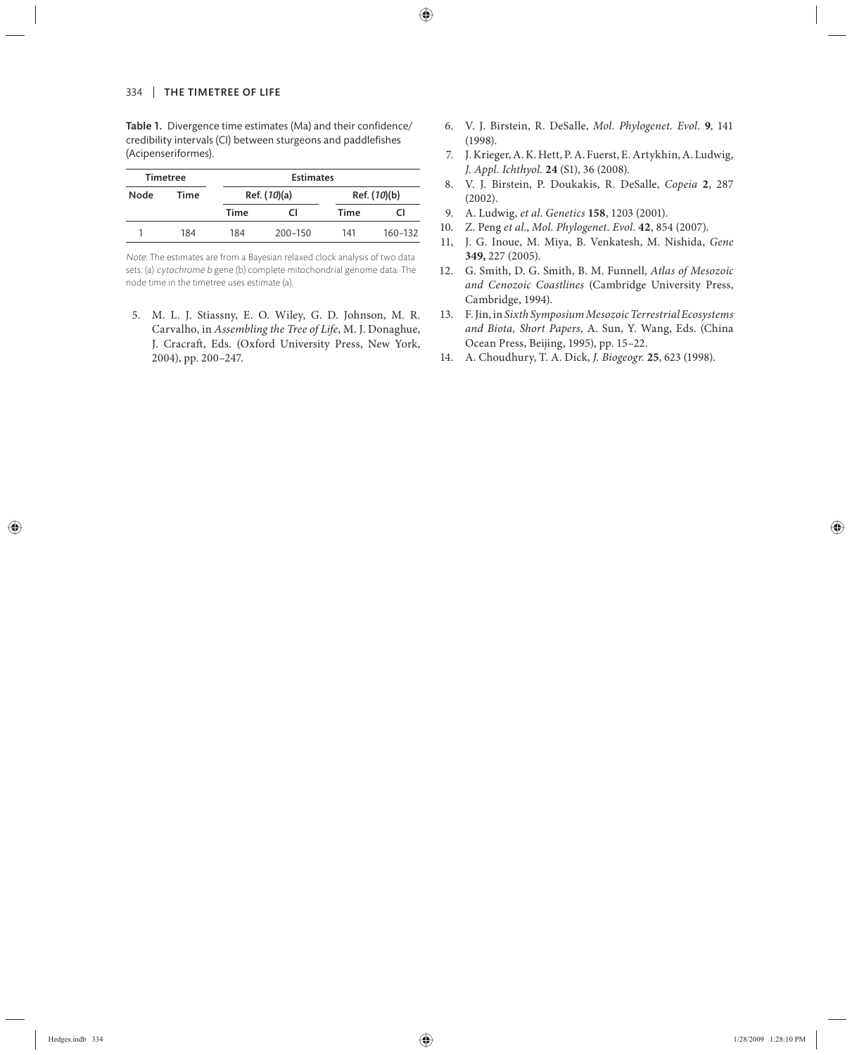**Table 1.** Divergence time estimates (Ma) and their confidence/credibility intervals (CI) between sturgeons and paddlefishes (Acipenseriformes).

| Timetree | | Estimates | | | |
|---|---|---|---|---|---|
| Node | Time | Ref. (*10*)(a) | | Ref. (*10*)(b) | |
| | | Time | CI | Time | CI |
| 1 | 184 | 184 | 200–150 | 141 | 160–132 |

*Note*: The estimates are from a Bayesian relaxed clock analysis of two data sets: (a) *cytochrome b* gene (b) complete mitochondrial genome data. The node time in the timetree uses estimate (a).

5. M. L. J. Stiassny, E. O. Wiley, G. D. Johnson, M. R. Carvalho, in *Assembling the Tree of Life*, M. J. Donaghue, J. Cracraft, Eds. (Oxford University Press, New York, 2004), pp. 200–247.
6. V. J. Birstein, R. DeSalle, *Mol. Phylogenet. Evol.* **9**, 141 (1998).
7. J. Krieger, A. K. Hett, P. A. Fuerst, E. Artykhin, A. Ludwig, *J. Appl. Ichthyol.* **24** (S1), 36 (2008).
8. V. J. Birstein, P. Doukakis, R. DeSalle, *Copeia* **2**, 287 (2002).
9. A. Ludwig, *et al. Genetics* **158**, 1203 (2001).
10. Z. Peng *et al.*, *Mol. Phylogenet. Evol.* **42**, 854 (2007).
11. J. G. Inoue, M. Miya, B. Venkatesh, M. Nishida, *Gene* **349,** 227 (2005).
12. G. Smith, D. G. Smith, B. M. Funnell, *Atlas of Mesozoic and Cenozoic Coastlines* (Cambridge University Press, Cambridge, 1994).
13. F. Jin, in *Sixth Symposium Mesozoic Terrestrial Ecosystems and Biota, Short Papers*, A. Sun, Y. Wang, Eds. (China Ocean Press, Beijing, 1995), pp. 15–22.
14. A. Choudhury, T. A. Dick, *J. Biogeogr.* **25**, 623 (1998).